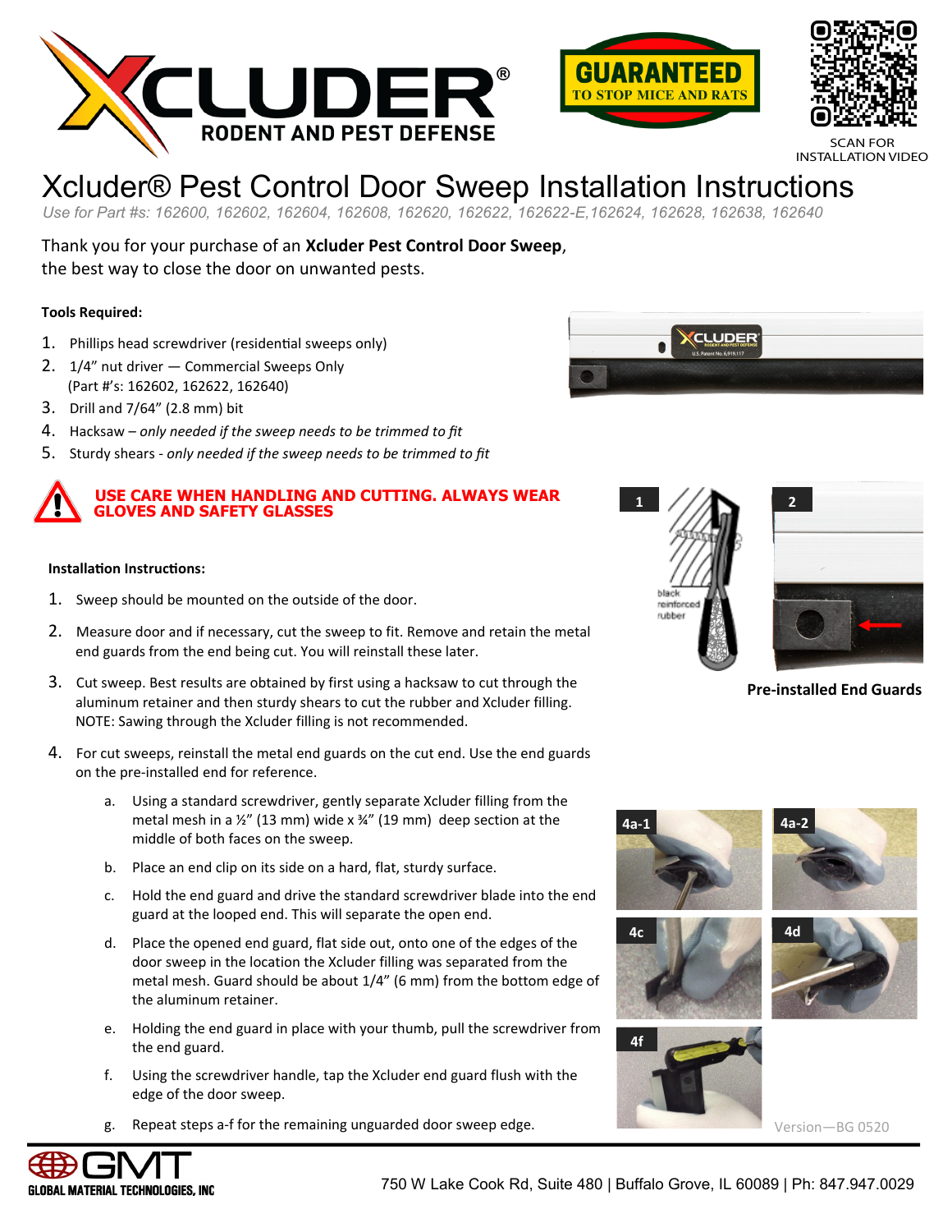XCLUDER® RODENT AND PEST DEFENSE

GUARANTEED TO STOP MICE AND RATS

SCAN FOR INSTALLATION VIDEO

# Xcluder® Pest Control Door Sweep Installation Instructions

*Use for Part #s: 162600, 162602, 162604, 162608, 162620, 162622, 162622-E,162624, 162628, 162638, 162640*

Thank you for your purchase of an **Xcluder Pest Control Door Sweep**, the best way to close the door on unwanted pests.

**Tools Required:**

1. Phillips head screwdriver (residential sweeps only)
2. 1/4" nut driver — Commercial Sweeps Only (Part #'s: 162602, 162622, 162640)
3. Drill and 7/64" (2.8 mm) bit
4. Hacksaw – *only needed if the sweep needs to be trimmed to fit*
5. Sturdy shears - *only needed if the sweep needs to be trimmed to fit*

**USE CARE WHEN HANDLING AND CUTTING. ALWAYS WEAR GLOVES AND SAFETY GLASSES**

1

black reinforced rubber

2

**Pre-installed End Guards**

**Installation Instructions:**

1. Sweep should be mounted on the outside of the door.
2. Measure door and if necessary, cut the sweep to fit. Remove and retain the metal end guards from the end being cut. You will reinstall these later.
3. Cut sweep. Best results are obtained by first using a hacksaw to cut through the aluminum retainer and then sturdy shears to cut the rubber and Xcluder filling. NOTE: Sawing through the Xcluder filling is not recommended.
4. For cut sweeps, reinstall the metal end guards on the cut end. Use the end guards on the pre-installed end for reference.
   a. Using a standard screwdriver, gently separate Xcluder filling from the metal mesh in a ½" (13 mm) wide x ¾" (19 mm) deep section at the middle of both faces on the sweep.
   b. Place an end clip on its side on a hard, flat, sturdy surface.
   c. Hold the end guard and drive the standard screwdriver blade into the end guard at the looped end. This will separate the open end.
   d. Place the opened end guard, flat side out, onto one of the edges of the door sweep in the location the Xcluder filling was separated from the metal mesh. Guard should be about 1/4" (6 mm) from the bottom edge of the aluminum retainer.
   e. Holding the end guard in place with your thumb, pull the screwdriver from the end guard.
   f. Using the screwdriver handle, tap the Xcluder end guard flush with the edge of the door sweep.
   g. Repeat steps a-f for the remaining unguarded door sweep edge.

4a-1

4a-2

4c

4d

4f

Version—BG 0520

GMT GLOBAL MATERIAL TECHNOLOGIES, INC

750 W Lake Cook Rd, Suite 480 | Buffalo Grove, IL 60089 | Ph: 847.947.0029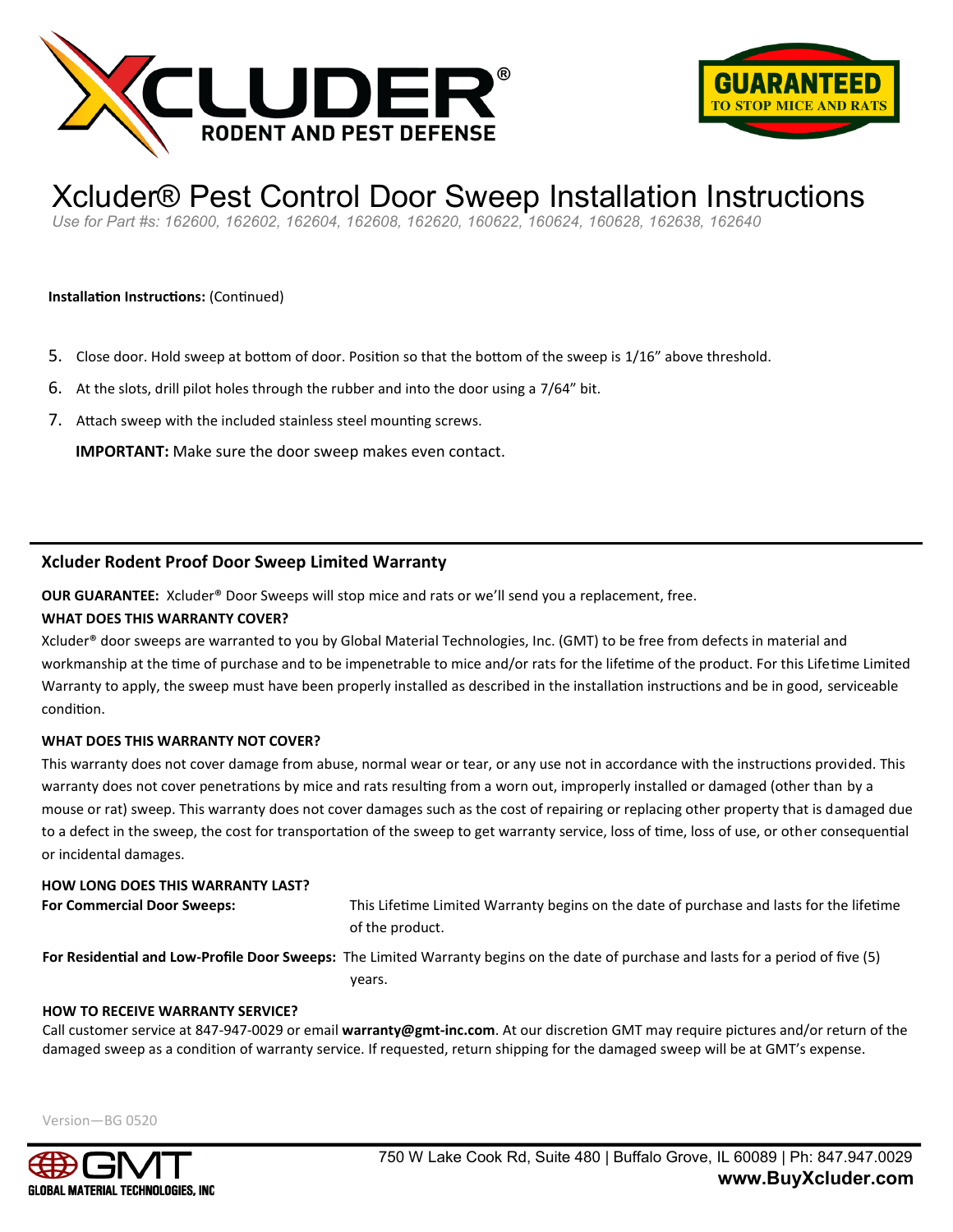XCLUDER® RODENT AND PEST DEFENSE

GUARANTEED TO STOP MICE AND RATS

# Xcluder® Pest Control Door Sweep Installation Instructions

*Use for Part #s: 162600, 162602, 162604, 162608, 162620, 160622, 160624, 160628, 162638, 162640*

**Installation Instructions:** (Continued)

5. Close door. Hold sweep at bottom of door. Position so that the bottom of the sweep is 1/16" above threshold.
6. At the slots, drill pilot holes through the rubber and into the door using a 7/64" bit.
7. Attach sweep with the included stainless steel mounting screws.

   **IMPORTANT:** Make sure the door sweep makes even contact.

## Xcluder Rodent Proof Door Sweep Limited Warranty

**OUR GUARANTEE:** Xcluder® Door Sweeps will stop mice and rats or we'll send you a replacement, free.

**WHAT DOES THIS WARRANTY COVER?**

Xcluder® door sweeps are warranted to you by Global Material Technologies, Inc. (GMT) to be free from defects in material and workmanship at the time of purchase and to be impenetrable to mice and/or rats for the lifetime of the product. For this Lifetime Limited Warranty to apply, the sweep must have been properly installed as described in the installation instructions and be in good, serviceable condition.

**WHAT DOES THIS WARRANTY NOT COVER?**

This warranty does not cover damage from abuse, normal wear or tear, or any use not in accordance with the instructions provided. This warranty does not cover penetrations by mice and rats resulting from a worn out, improperly installed or damaged (other than by a mouse or rat) sweep. This warranty does not cover damages such as the cost of repairing or replacing other property that is damaged due to a defect in the sweep, the cost for transportation of the sweep to get warranty service, loss of time, loss of use, or other consequential or incidental damages.

**HOW LONG DOES THIS WARRANTY LAST?**

**For Commercial Door Sweeps:** This Lifetime Limited Warranty begins on the date of purchase and lasts for the lifetime of the product.

**For Residential and Low-Profile Door Sweeps:** The Limited Warranty begins on the date of purchase and lasts for a period of five (5) years.

**HOW TO RECEIVE WARRANTY SERVICE?**

Call customer service at 847-947-0029 or email **warranty@gmt-inc.com**. At our discretion GMT may require pictures and/or return of the damaged sweep as a condition of warranty service. If requested, return shipping for the damaged sweep will be at GMT's expense.

Version—BG 0520

GMT GLOBAL MATERIAL TECHNOLOGIES, INC

750 W Lake Cook Rd, Suite 480 | Buffalo Grove, IL 60089 | Ph: 847.947.0029

**www.BuyXcluder.com**